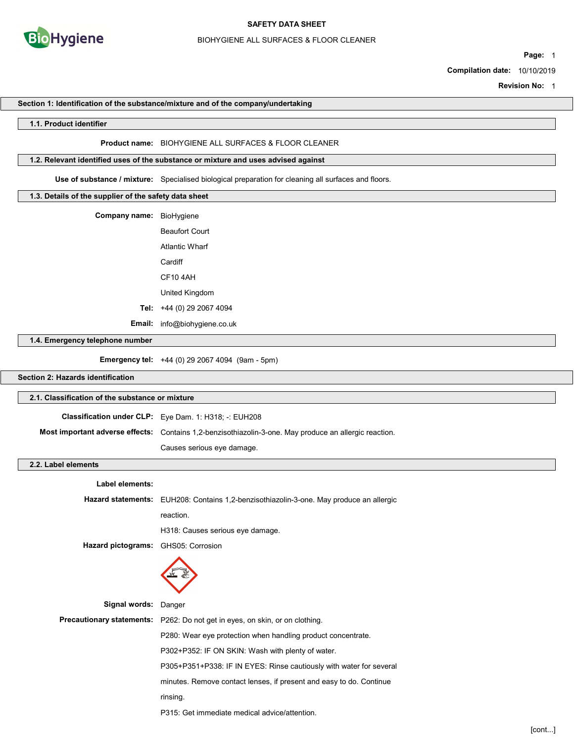# SAFETY DATA SHEET

## BIOHYGIENE ALL SURFACES & FLOOR CLEANER

**Compilation date:** 10/10/2019

**Revision No:** 1

## Section 1: Identification of the substance/mixture and of the company/undertaking

### 1.1. Product identifier

**Product name:** BIOHYGIENE ALL SURFACES & FLOOR CLEANER

### 1.2. Relevant identified uses of the substance or mixture and uses advised against

**Use of substance / mixture:** Specialised biological preparation for cleaning all surfaces and floors.

### 1.3. Details of the supplier of the safety data sheet

**Company name:** BioHygiene

Beaufort Court

Atlantic Wharf

Cardiff

CF10 4AH

United Kingdom

**Tel:** +44 (0) 29 2067 4094

**Email:** info@biohygiene.co.uk

### 1.4. Emergency telephone number

**Emergency tel:** +44 (0) 29 2067 4094 (9am - 5pm)

## Section 2: Hazards identification

### 2.1. Classification of the substance or mixture

**Classification under CLP:** Eye Dam. 1: H318; -: EUH208

**Most important adverse effects:** Contains 1,2-benzisothiazolin-3-one. May produce an allergic reaction.

Causes serious eye damage.

### 2.2. Label elements

**Label elements:**

**Hazard statements:** EUH208: Contains 1,2-benzisothiazolin-3-one. May produce an allergic reaction.

H318: Causes serious eye damage.

**Hazard pictograms:** GHS05: Corrosion

**Signal words:** Danger

**Precautionary statements:** P262: Do not get in eyes, on skin, or on clothing.

P280: Wear eye protection when handling product concentrate.

P302+P352: IF ON SKIN: Wash with plenty of water.

P305+P351+P338: IF IN EYES: Rinse cautiously with water for several minutes. Remove contact lenses, if present and easy to do. Continue rinsing.

P315: Get immediate medical advice/attention.

[cont...]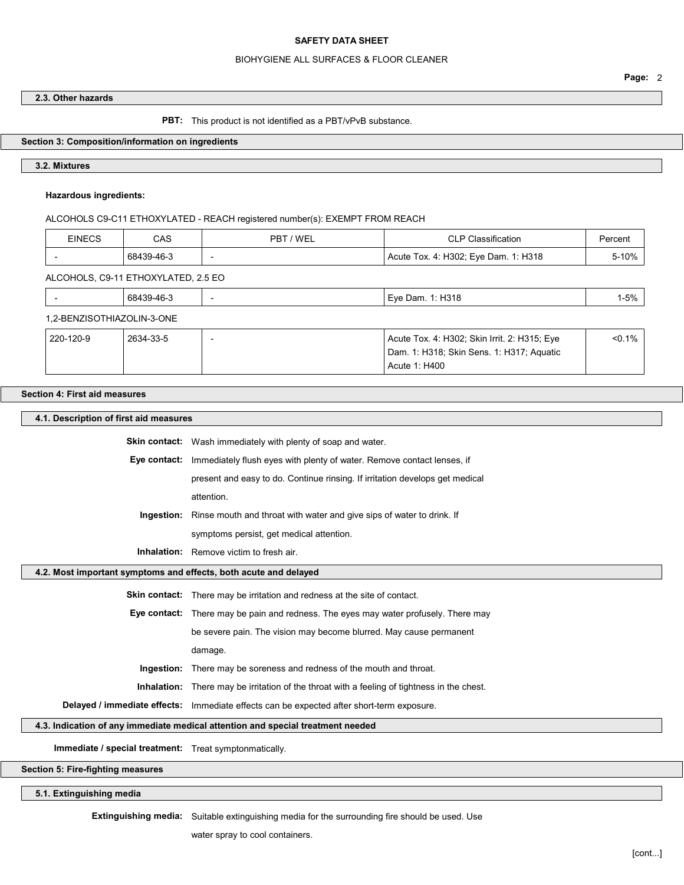### 2.3. Other hazards

**PBT:** This product is not identified as a PBT/vPvB substance.

## Section 3: Composition/information on ingredients

### 3.2. Mixtures

**Hazardous ingredients:**

ALCOHOLS C9-C11 ETHOXYLATED - REACH registered number(s): EXEMPT FROM REACH

| EINECS | CAS | PBT / WEL | CLP Classification | Percent |
|---|---|---|---|---|
| - | 68439-46-3 | - | Acute Tox. 4: H302; Eye Dam. 1: H318 | 5-10% |

ALCOHOLS, C9-11 ETHOXYLATED, 2.5 EO

| EINECS | CAS | PBT / WEL | CLP Classification | Percent |
|---|---|---|---|---|
| - | 68439-46-3 | - | Eye Dam. 1: H318 | 1-5% |

1,2-BENZISOTHIAZOLIN-3-ONE

| EINECS | CAS | PBT / WEL | CLP Classification | Percent |
|---|---|---|---|---|
| 220-120-9 | 2634-33-5 | - | Acute Tox. 4: H302; Skin Irrit. 2: H315; Eye Dam. 1: H318; Skin Sens. 1: H317; Aquatic Acute 1: H400 | <0.1% |

## Section 4: First aid measures

### 4.1. Description of first aid measures

**Skin contact:** Wash immediately with plenty of soap and water.

**Eye contact:** Immediately flush eyes with plenty of water. Remove contact lenses, if present and easy to do. Continue rinsing. If irritation develops get medical attention.

**Ingestion:** Rinse mouth and throat with water and give sips of water to drink. If symptoms persist, get medical attention.

**Inhalation:** Remove victim to fresh air.

### 4.2. Most important symptoms and effects, both acute and delayed

**Skin contact:** There may be irritation and redness at the site of contact.

**Eye contact:** There may be pain and redness. The eyes may water profusely. There may be severe pain. The vision may become blurred. May cause permanent damage.

**Ingestion:** There may be soreness and redness of the mouth and throat.

**Inhalation:** There may be irritation of the throat with a feeling of tightness in the chest.

**Delayed / immediate effects:** Immediate effects can be expected after short-term exposure.

### 4.3. Indication of any immediate medical attention and special treatment needed

**Immediate / special treatment:** Treat symptonmatically.

## Section 5: Fire-fighting measures

### 5.1. Extinguishing media

**Extinguishing media:** Suitable extinguishing media for the surrounding fire should be used. Use water spray to cool containers.

[cont...]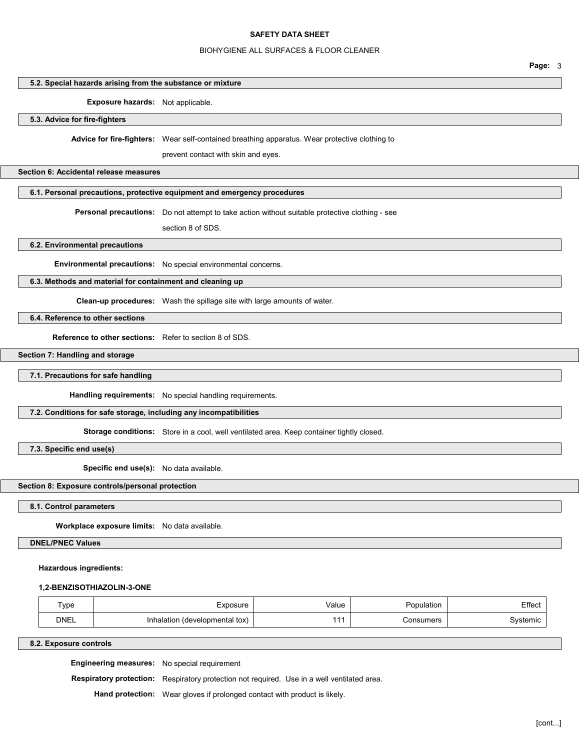### 5.2. Special hazards arising from the substance or mixture

**Exposure hazards:** Not applicable.

### 5.3. Advice for fire-fighters

**Advice for fire-fighters:** Wear self-contained breathing apparatus. Wear protective clothing to prevent contact with skin and eyes.

## Section 6: Accidental release measures

### 6.1. Personal precautions, protective equipment and emergency procedures

**Personal precautions:** Do not attempt to take action without suitable protective clothing - see section 8 of SDS.

### 6.2. Environmental precautions

**Environmental precautions:** No special environmental concerns.

### 6.3. Methods and material for containment and cleaning up

**Clean-up procedures:** Wash the spillage site with large amounts of water.

### 6.4. Reference to other sections

**Reference to other sections:** Refer to section 8 of SDS.

## Section 7: Handling and storage

### 7.1. Precautions for safe handling

**Handling requirements:** No special handling requirements.

### 7.2. Conditions for safe storage, including any incompatibilities

**Storage conditions:** Store in a cool, well ventilated area. Keep container tightly closed.

### 7.3. Specific end use(s)

**Specific end use(s):** No data available.

## Section 8: Exposure controls/personal protection

### 8.1. Control parameters

**Workplace exposure limits:** No data available.

### DNEL/PNEC Values

**Hazardous ingredients:**

**1,2-BENZISOTHIAZOLIN-3-ONE**

| Type | Exposure | Value | Population | Effect |
|---|---|---|---|---|
| DNEL | Inhalation (developmental tox) | 111 | Consumers | Systemic |

### 8.2. Exposure controls

**Engineering measures:** No special requirement

**Respiratory protection:** Respiratory protection not required. Use in a well ventilated area.

**Hand protection:** Wear gloves if prolonged contact with product is likely.

[cont...]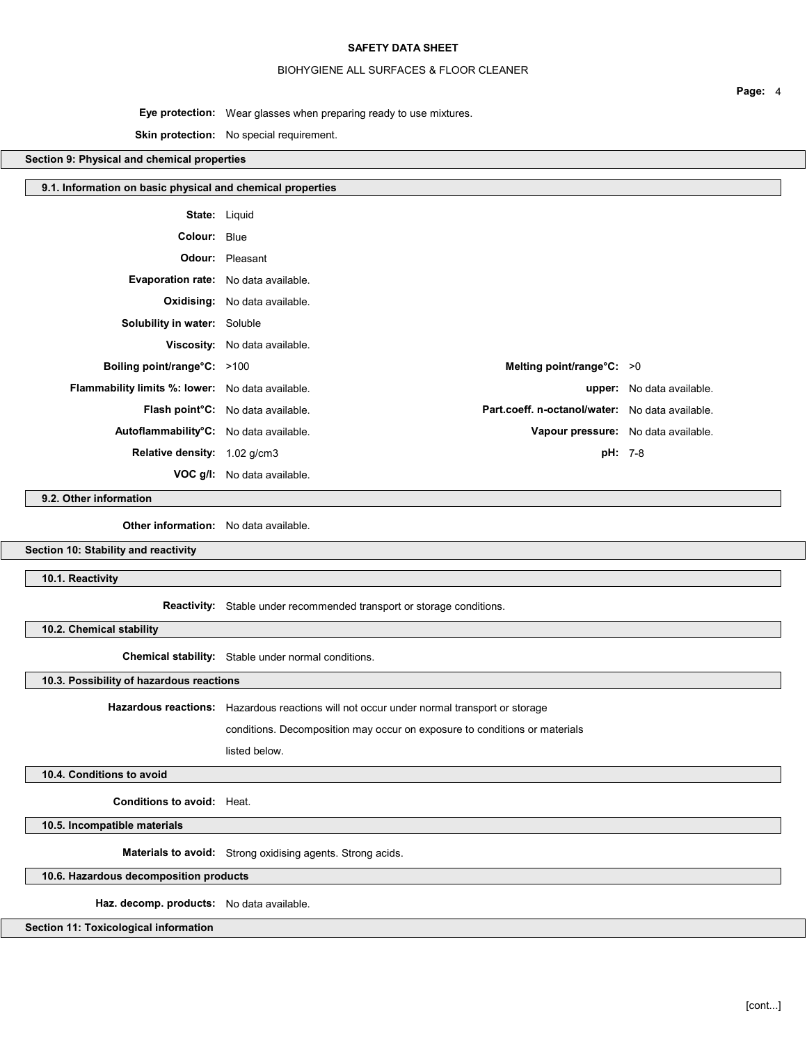**Eye protection:** Wear glasses when preparing ready to use mixtures.

**Skin protection:** No special requirement.

## Section 9: Physical and chemical properties

### 9.1. Information on basic physical and chemical properties

**State:** Liquid

**Colour:** Blue

**Odour:** Pleasant

**Evaporation rate:** No data available.

**Oxidising:** No data available.

**Solubility in water:** Soluble

**Viscosity:** No data available.

| | | | |
|---|---|---|---|
| **Boiling point/range°C:** | >100 | **Melting point/range°C:** | >0 |
| **Flammability limits %: lower:** | No data available. | **upper:** | No data available. |
| **Flash point°C:** | No data available. | **Part.coeff. n-octanol/water:** | No data available. |
| **Autoflammability°C:** | No data available. | **Vapour pressure:** | No data available. |
| **Relative density:** | 1.02 g/cm3 | **pH:** | 7-8 |
| **VOC g/l:** | No data available. | | |

### 9.2. Other information

**Other information:** No data available.

## Section 10: Stability and reactivity

### 10.1. Reactivity

**Reactivity:** Stable under recommended transport or storage conditions.

### 10.2. Chemical stability

**Chemical stability:** Stable under normal conditions.

### 10.3. Possibility of hazardous reactions

**Hazardous reactions:** Hazardous reactions will not occur under normal transport or storage conditions. Decomposition may occur on exposure to conditions or materials listed below.

### 10.4. Conditions to avoid

**Conditions to avoid:** Heat.

### 10.5. Incompatible materials

**Materials to avoid:** Strong oxidising agents. Strong acids.

### 10.6. Hazardous decomposition products

**Haz. decomp. products:** No data available.

## Section 11: Toxicological information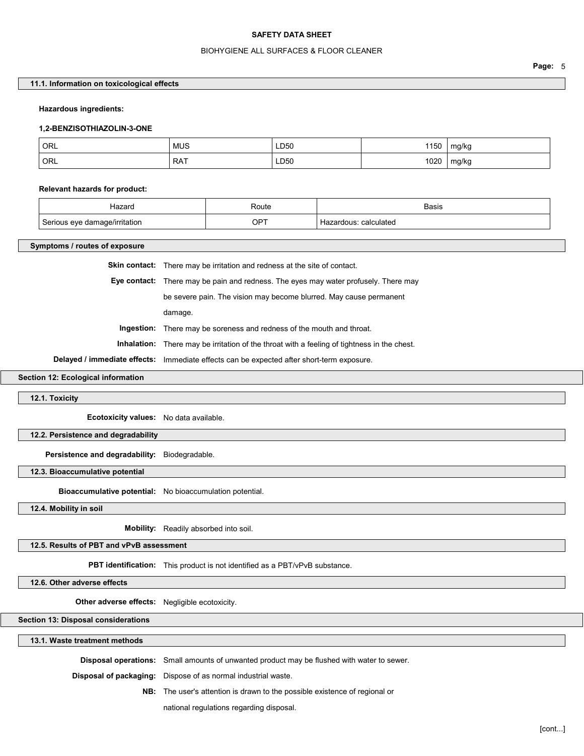### 11.1. Information on toxicological effects

**Hazardous ingredients:**

**1,2-BENZISOTHIAZOLIN-3-ONE**

| | | | | |
|---|---|---|---|---|
| ORL | MUS | LD50 | 1150 | mg/kg |
| ORL | RAT | LD50 | 1020 | mg/kg |

**Relevant hazards for product:**

| Hazard | Route | Basis |
|---|---|---|
| Serious eye damage/irritation | OPT | Hazardous: calculated |

### Symptoms / routes of exposure

**Skin contact:** There may be irritation and redness at the site of contact.

**Eye contact:** There may be pain and redness. The eyes may water profusely. There may be severe pain. The vision may become blurred. May cause permanent damage.

**Ingestion:** There may be soreness and redness of the mouth and throat.

**Inhalation:** There may be irritation of the throat with a feeling of tightness in the chest.

**Delayed / immediate effects:** Immediate effects can be expected after short-term exposure.

## Section 12: Ecological information

### 12.1. Toxicity

**Ecotoxicity values:** No data available.

### 12.2. Persistence and degradability

**Persistence and degradability:** Biodegradable.

### 12.3. Bioaccumulative potential

**Bioaccumulative potential:** No bioaccumulation potential.

### 12.4. Mobility in soil

**Mobility:** Readily absorbed into soil.

### 12.5. Results of PBT and vPvB assessment

**PBT identification:** This product is not identified as a PBT/vPvB substance.

### 12.6. Other adverse effects

**Other adverse effects:** Negligible ecotoxicity.

## Section 13: Disposal considerations

### 13.1. Waste treatment methods

**Disposal operations:** Small amounts of unwanted product may be flushed with water to sewer.

**Disposal of packaging:** Dispose of as normal industrial waste.

**NB:** The user's attention is drawn to the possible existence of regional or national regulations regarding disposal.

[cont...]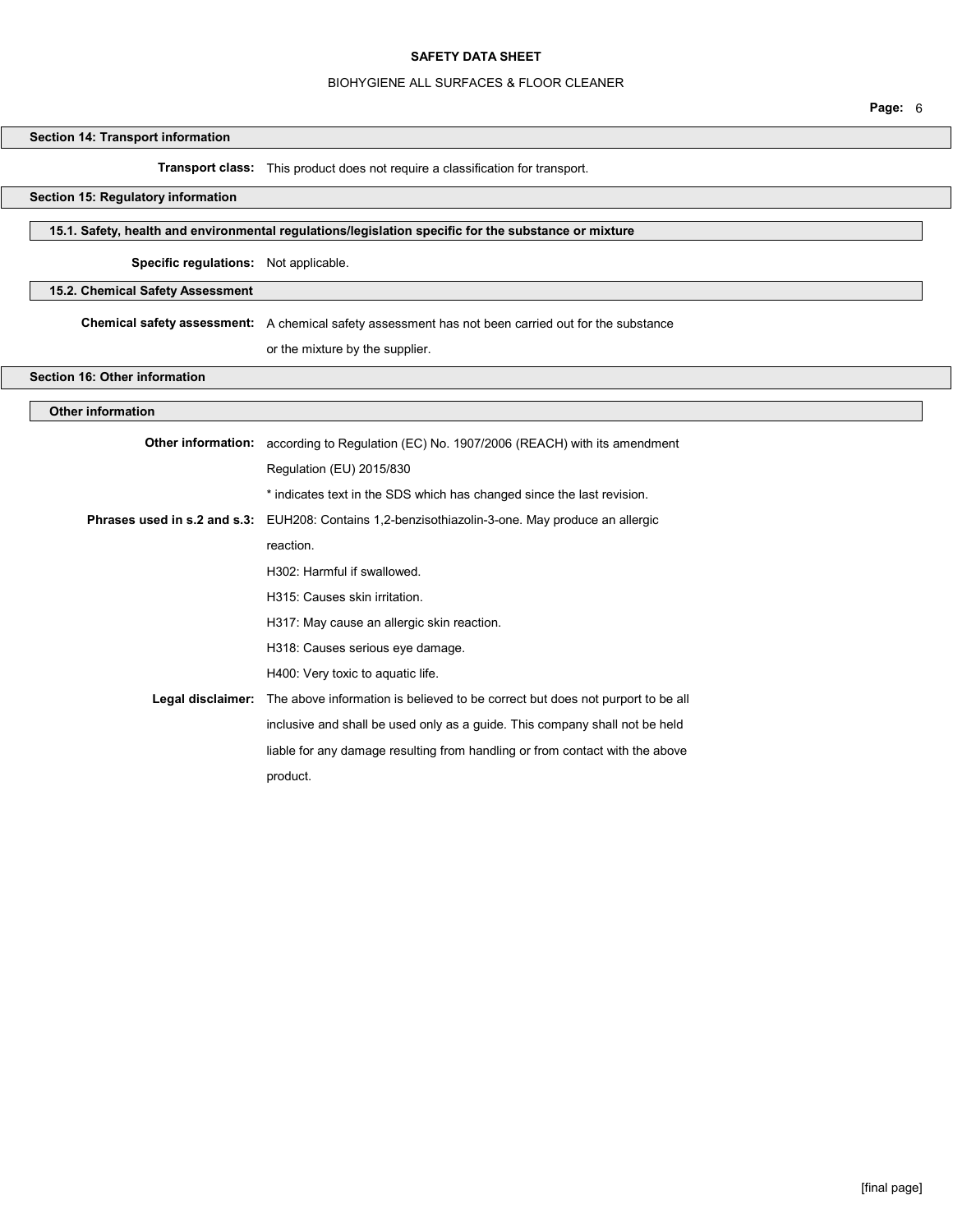## Section 14: Transport information

**Transport class:** This product does not require a classification for transport.

## Section 15: Regulatory information

### 15.1. Safety, health and environmental regulations/legislation specific for the substance or mixture

**Specific regulations:** Not applicable.

### 15.2. Chemical Safety Assessment

**Chemical safety assessment:** A chemical safety assessment has not been carried out for the substance or the mixture by the supplier.

## Section 16: Other information

### Other information

**Other information:** according to Regulation (EC) No. 1907/2006 (REACH) with its amendment Regulation (EU) 2015/830

* indicates text in the SDS which has changed since the last revision.

**Phrases used in s.2 and s.3:** EUH208: Contains 1,2-benzisothiazolin-3-one. May produce an allergic reaction.

H302: Harmful if swallowed.

H315: Causes skin irritation.

H317: May cause an allergic skin reaction.

H318: Causes serious eye damage.

H400: Very toxic to aquatic life.

**Legal disclaimer:** The above information is believed to be correct but does not purport to be all inclusive and shall be used only as a guide. This company shall not be held liable for any damage resulting from handling or from contact with the above product.

[final page]